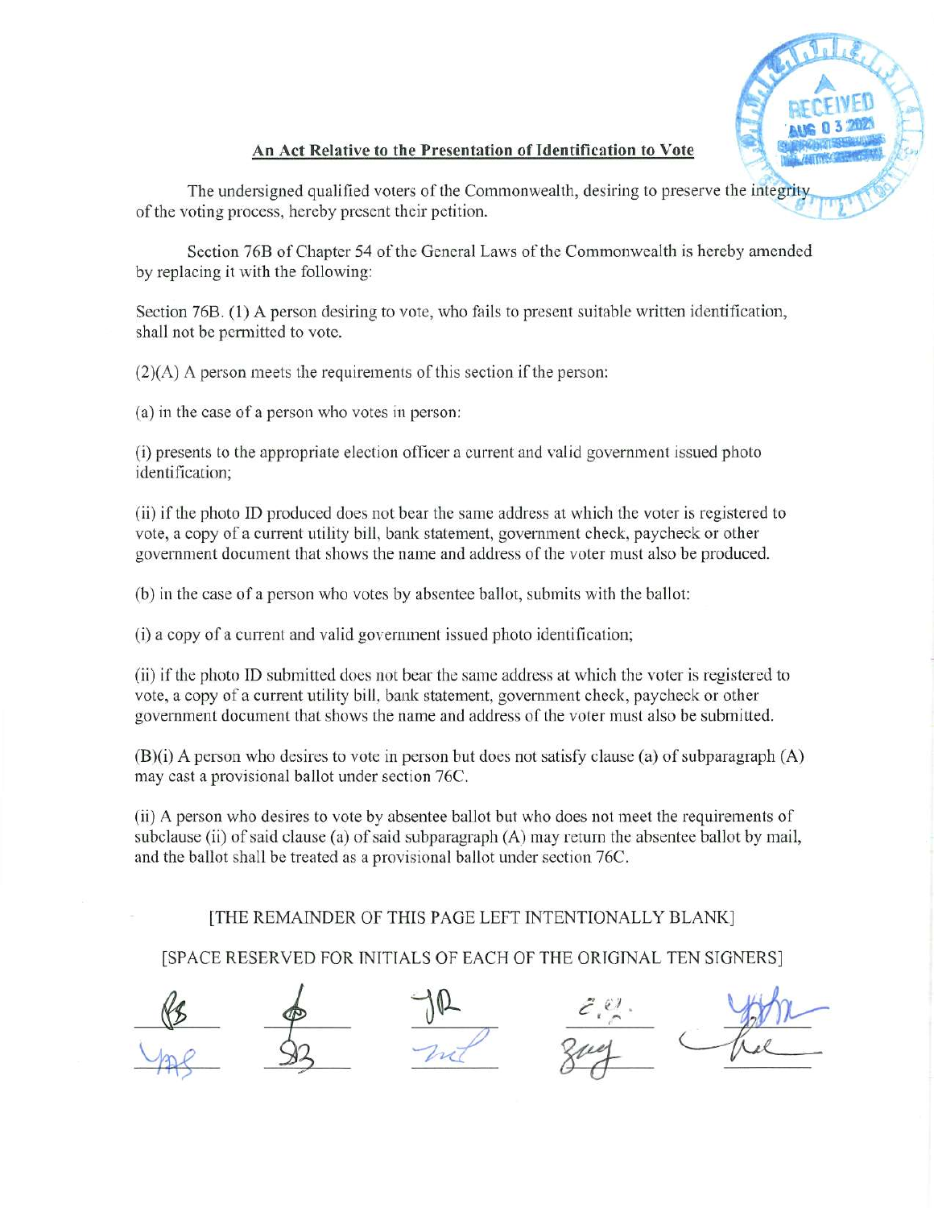## An Act Relative to the Presentation of Identification to Vote

The undersigned qualified voters of the Commonwealth, desiring to preserve the integrity of the voting process, hereby present their petition.

Section 76B of Chapter 54 of the General Laws of the Commonwealth is hereby amended by replacing it with the following:

Section 76B. (1) A person desiring to vote, who fails to present suitable written identification, shall not be permitted to vote.

(2)(A) A person meets the requirements of this section if the person:

(a) in the case of a person who votes in person:

(i) presents to the appropriate election officer a current and valid government issued photo identification;

(ii) if the photo ID produced does not bear the same address at which the voter is registered to vote, a copy of a current utility bill, bank statement, government check, paycheck or other government document that shows the name and address of the voter must also be produced.

(b) in the case of a person who votes by absentee ballot, submits with the ballot:

(i) a copy of a current and valid government issued photo identification;

(ii) if the photo ID submitted does not bear the same address at which the voter is registered to vote, a copy of a current utility bill, bank statement, government check, paycheck or other government document that shows the name and address of the voter must also be submitted.

(B)(i) A person who desires to vote in person but does not satisfy clause (a) of subparagraph (A) may cast a provisional ballot under section 76C.

(ii) A person who desires to vote by absentee ballot but who does not meet the requirements of subclause (ii) of said clause (a) of said subparagraph (A) may return the absentee ballot by mail, and the ballot shall be treated as a provisional ballot under section 76C.

[THE REMAINDER OF THIS PAGE LEFT INTENTIONALLY BLANK]

[SPACE RESERVED FOR INITIALS OF EACH OF THE ORIGINAL TEN SIGNERS]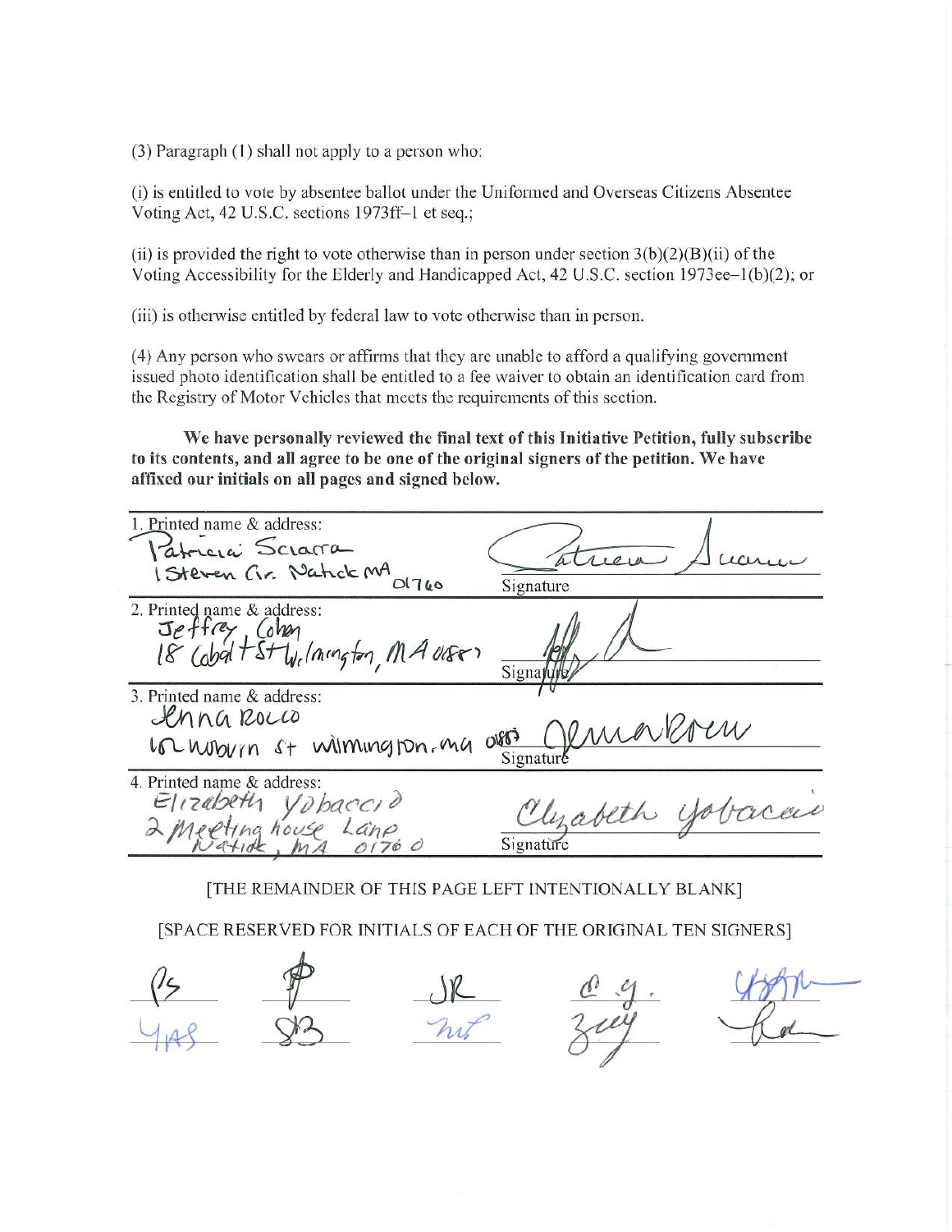(3) Paragraph (1) shall not apply to a person who:

(i) is entitled to vote by absentee ballot under the Uniformed and Overseas Citizens Absentee Voting Act, 42 U.S.C. sections 1973ff–1 et seq.;

(ii) is provided the right to vote otherwise than in person under section 3(b)(2)(B)(ii) of the Voting Accessibility for the Elderly and Handicapped Act, 42 U.S.C. section 1973ee–1(b)(2); or

(iii) is otherwise entitled by federal law to vote otherwise than in person.

(4) Any person who swears or affirms that they are unable to afford a qualifying government issued photo identification shall be entitled to a fee waiver to obtain an identification card from the Registry of Motor Vehicles that meets the requirements of this section.

**We have personally reviewed the final text of this Initiative Petition, fully subscribe to its contents, and all agree to be one of the original signers of the petition. We have affixed our initials on all pages and signed below.**

| | |
|---|---|
| 1. Printed name & address: Patricia Sciarra 1 Steven Cir. Natick MA 01760 | Signature |
| 2. Printed name & address: Jeffrey Cohen 18 Cobalt St Wilmington, MA 01887 | Signature |
| 3. Printed name & address: Jenna Rocco 16 Woburn St Wilmington, MA 01887 | Signature |
| 4. Printed name & address: Elizabeth Yobaccio 2 Meeting house Lane Natick, MA 01760 | Signature |

[THE REMAINDER OF THIS PAGE LEFT INTENTIONALLY BLANK]

[SPACE RESERVED FOR INITIALS OF EACH OF THE ORIGINAL TEN SIGNERS]